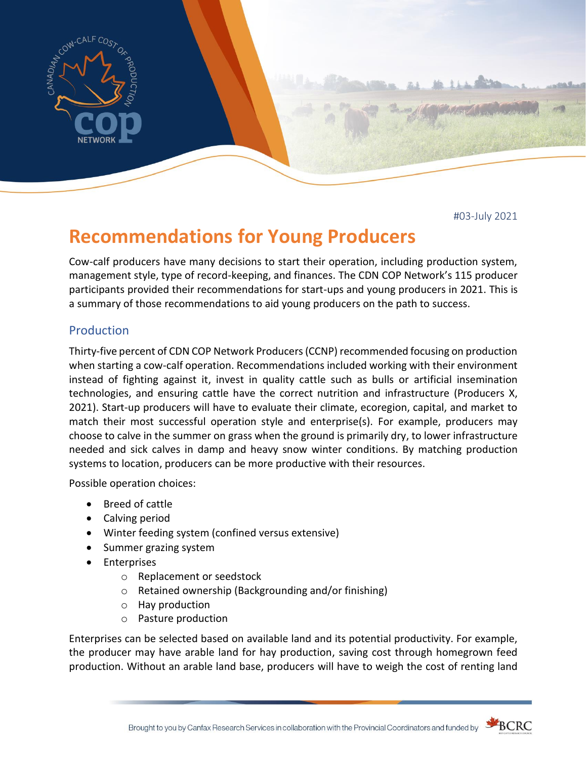#03-July 2021

# Recommendations for Young Producers

Cow-calf producers have many decisions to start their operation, including production system, management style, type of record-keeping, and finances. The CDN COP Network's 115 producer participants provided their recommendations for start-ups and young producers in 2021. This is a summary of those recommendations to aid young producers on the path to success.

## Production

Thirty-five percent of CDN COP Network Producers (CCNP) recommended focusing on production when starting a cow-calf operation. Recommendations included working with their environment instead of fighting against it, invest in quality cattle such as bulls or artificial insemination technologies, and ensuring cattle have the correct nutrition and infrastructure (Producers X, 2021). Start-up producers will have to evaluate their climate, ecoregion, capital, and market to match their most successful operation style and enterprise(s). For example, producers may choose to calve in the summer on grass when the ground is primarily dry, to lower infrastructure needed and sick calves in damp and heavy snow winter conditions. By matching production systems to location, producers can be more productive with their resources.

Possible operation choices:

- Breed of cattle
- Calving period
- Winter feeding system (confined versus extensive)
- Summer grazing system
- Enterprises
  - Replacement or seedstock
  - Retained ownership (Backgrounding and/or finishing)
  - Hay production
  - Pasture production

Enterprises can be selected based on available land and its potential productivity. For example, the producer may have arable land for hay production, saving cost through homegrown feed production. Without an arable land base, producers will have to weigh the cost of renting land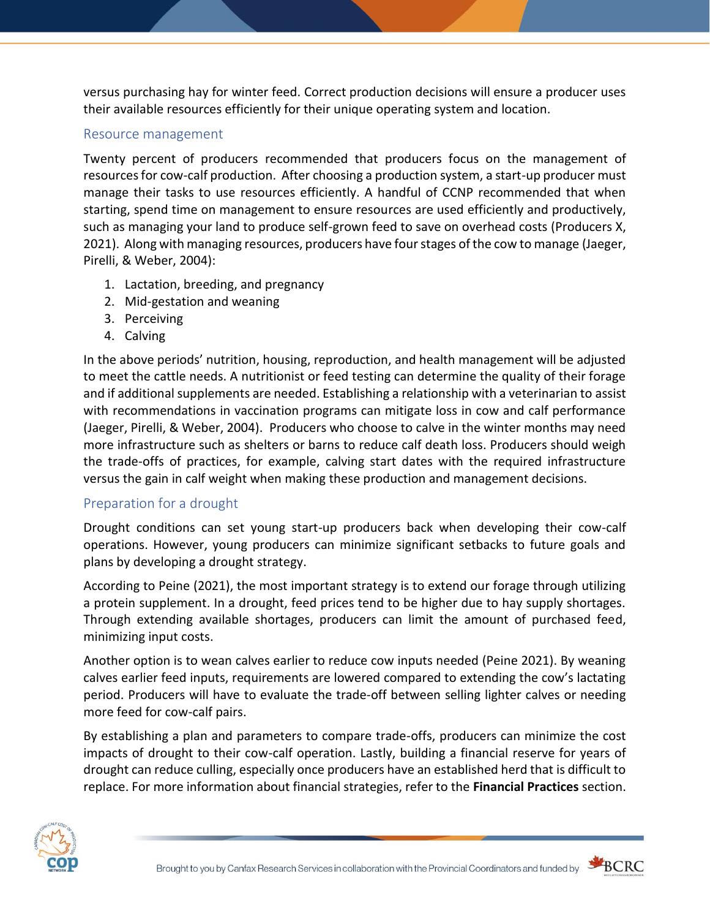versus purchasing hay for winter feed. Correct production decisions will ensure a producer uses their available resources efficiently for their unique operating system and location.

### Resource management

Twenty percent of producers recommended that producers focus on the management of resources for cow-calf production. After choosing a production system, a start-up producer must manage their tasks to use resources efficiently. A handful of CCNP recommended that when starting, spend time on management to ensure resources are used efficiently and productively, such as managing your land to produce self-grown feed to save on overhead costs (Producers X, 2021). Along with managing resources, producers have four stages of the cow to manage (Jaeger, Pirelli, & Weber, 2004):

1. Lactation, breeding, and pregnancy
2. Mid-gestation and weaning
3. Perceiving
4. Calving

In the above periods' nutrition, housing, reproduction, and health management will be adjusted to meet the cattle needs. A nutritionist or feed testing can determine the quality of their forage and if additional supplements are needed. Establishing a relationship with a veterinarian to assist with recommendations in vaccination programs can mitigate loss in cow and calf performance (Jaeger, Pirelli, & Weber, 2004). Producers who choose to calve in the winter months may need more infrastructure such as shelters or barns to reduce calf death loss. Producers should weigh the trade-offs of practices, for example, calving start dates with the required infrastructure versus the gain in calf weight when making these production and management decisions.

### Preparation for a drought

Drought conditions can set young start-up producers back when developing their cow-calf operations. However, young producers can minimize significant setbacks to future goals and plans by developing a drought strategy.

According to Peine (2021), the most important strategy is to extend our forage through utilizing a protein supplement. In a drought, feed prices tend to be higher due to hay supply shortages. Through extending available shortages, producers can limit the amount of purchased feed, minimizing input costs.

Another option is to wean calves earlier to reduce cow inputs needed (Peine 2021). By weaning calves earlier feed inputs, requirements are lowered compared to extending the cow's lactating period. Producers will have to evaluate the trade-off between selling lighter calves or needing more feed for cow-calf pairs.

By establishing a plan and parameters to compare trade-offs, producers can minimize the cost impacts of drought to their cow-calf operation. Lastly, building a financial reserve for years of drought can reduce culling, especially once producers have an established herd that is difficult to replace. For more information about financial strategies, refer to the **Financial Practices** section.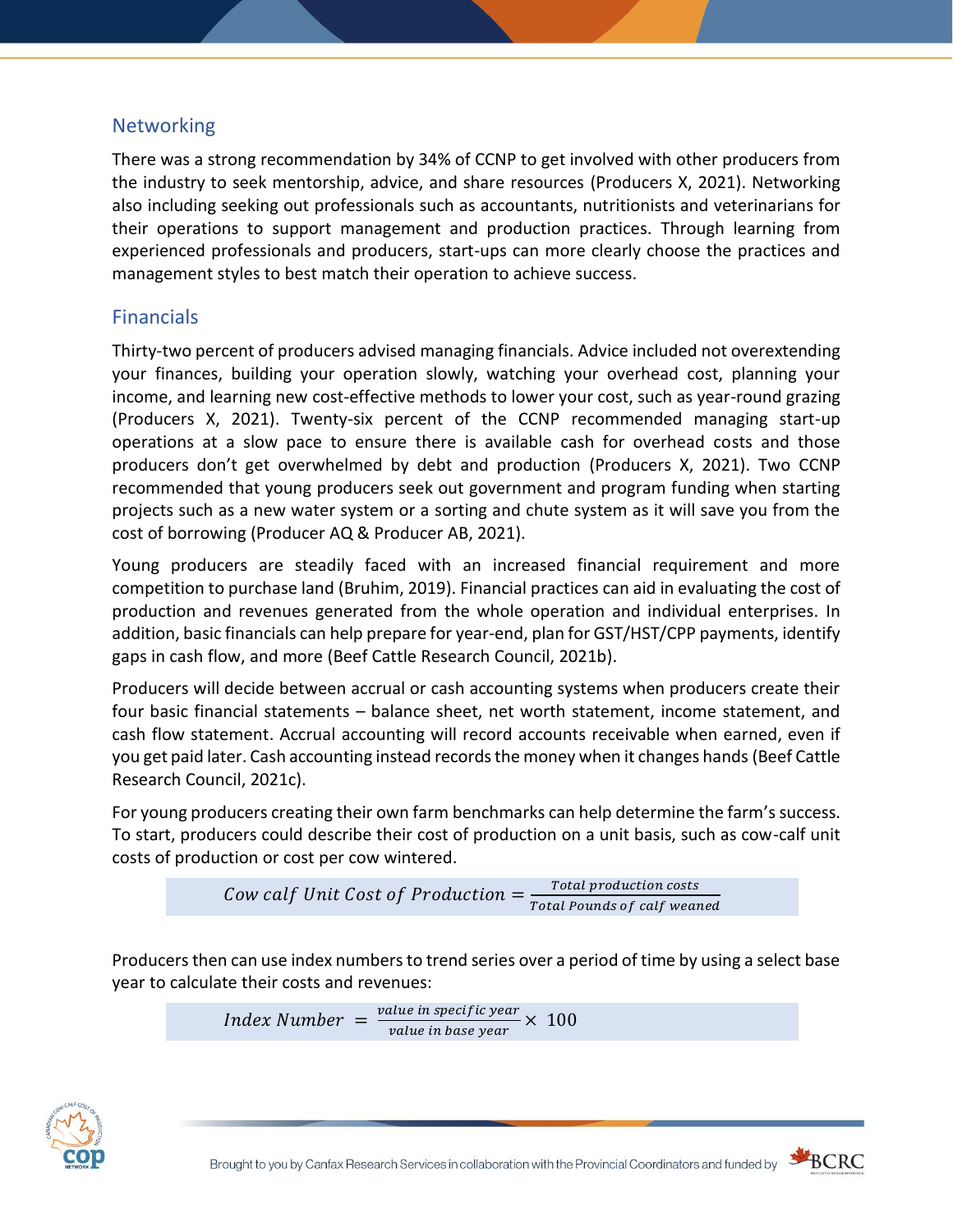## Networking

There was a strong recommendation by 34% of CCNP to get involved with other producers from the industry to seek mentorship, advice, and share resources (Producers X, 2021). Networking also including seeking out professionals such as accountants, nutritionists and veterinarians for their operations to support management and production practices. Through learning from experienced professionals and producers, start-ups can more clearly choose the practices and management styles to best match their operation to achieve success.

## Financials

Thirty-two percent of producers advised managing financials. Advice included not overextending your finances, building your operation slowly, watching your overhead cost, planning your income, and learning new cost-effective methods to lower your cost, such as year-round grazing (Producers X, 2021). Twenty-six percent of the CCNP recommended managing start-up operations at a slow pace to ensure there is available cash for overhead costs and those producers don't get overwhelmed by debt and production (Producers X, 2021). Two CCNP recommended that young producers seek out government and program funding when starting projects such as a new water system or a sorting and chute system as it will save you from the cost of borrowing (Producer AQ & Producer AB, 2021).

Young producers are steadily faced with an increased financial requirement and more competition to purchase land (Bruhim, 2019). Financial practices can aid in evaluating the cost of production and revenues generated from the whole operation and individual enterprises. In addition, basic financials can help prepare for year-end, plan for GST/HST/CPP payments, identify gaps in cash flow, and more (Beef Cattle Research Council, 2021b).

Producers will decide between accrual or cash accounting systems when producers create their four basic financial statements – balance sheet, net worth statement, income statement, and cash flow statement. Accrual accounting will record accounts receivable when earned, even if you get paid later. Cash accounting instead records the money when it changes hands (Beef Cattle Research Council, 2021c).

For young producers creating their own farm benchmarks can help determine the farm's success. To start, producers could describe their cost of production on a unit basis, such as cow-calf unit costs of production or cost per cow wintered.

$$Cow\ calf\ Unit\ Cost\ of\ Production = \frac{Total\ production\ costs}{Total\ Pounds\ of\ calf\ weaned}$$

Producers then can use index numbers to trend series over a period of time by using a select base year to calculate their costs and revenues:

$$Index\ Number\ = \frac{value\ in\ specific\ year}{value\ in\ base\ year} \times\ 100$$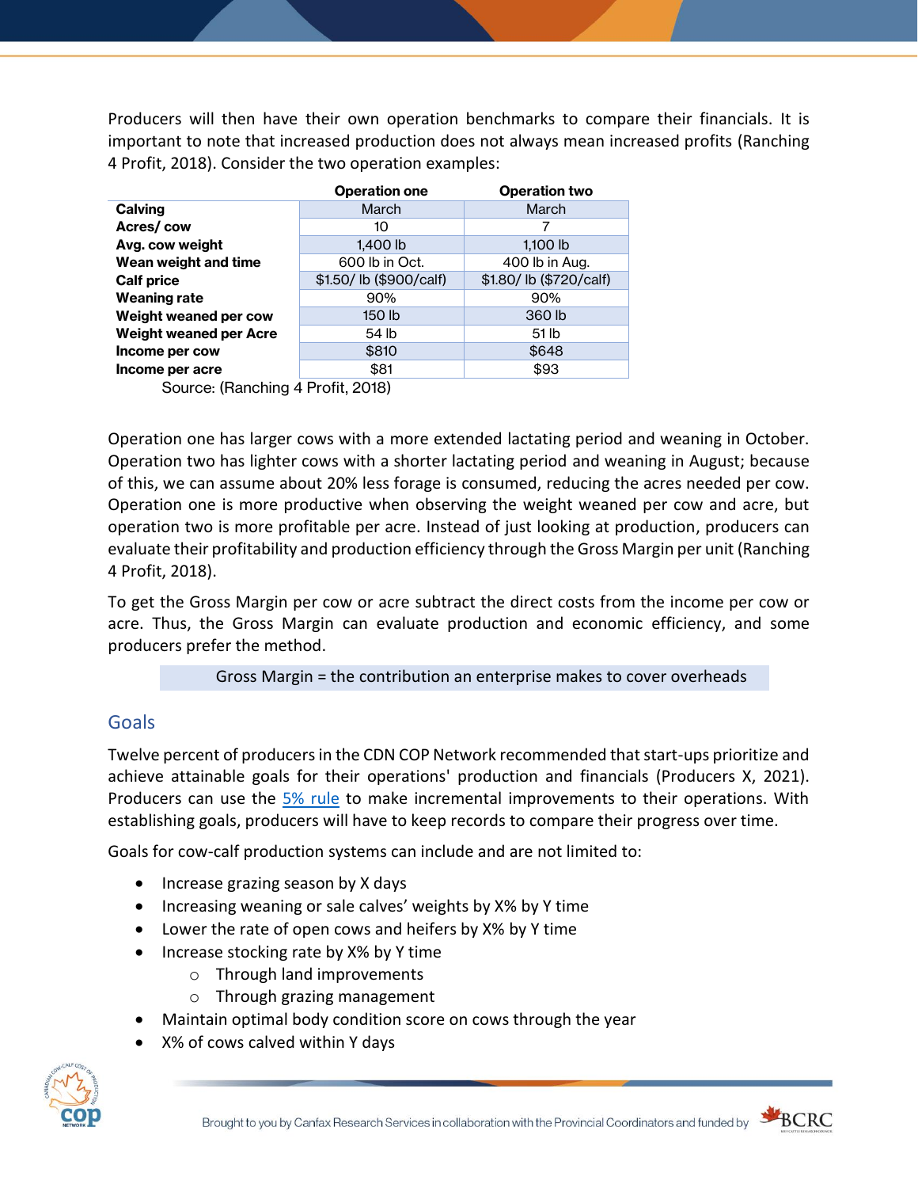Producers will then have their own operation benchmarks to compare their financials. It is important to note that increased production does not always mean increased profits (Ranching 4 Profit, 2018). Consider the two operation examples:

| | Operation one | Operation two |
|---|---|---|
| **Calving** | March | March |
| **Acres/ cow** | 10 | 7 |
| **Avg. cow weight** | 1,400 lb | 1,100 lb |
| **Wean weight and time** | 600 lb in Oct. | 400 lb in Aug. |
| **Calf price** | $1.50/ lb ($900/calf) | $1.80/ lb ($720/calf) |
| **Weaning rate** | 90% | 90% |
| **Weight weaned per cow** | 150 lb | 360 lb |
| **Weight weaned per Acre** | 54 lb | 51 lb |
| **Income per cow** | $810 | $648 |
| **Income per acre** | $81 | $93 |

Source: (Ranching 4 Profit, 2018)

Operation one has larger cows with a more extended lactating period and weaning in October. Operation two has lighter cows with a shorter lactating period and weaning in August; because of this, we can assume about 20% less forage is consumed, reducing the acres needed per cow. Operation one is more productive when observing the weight weaned per cow and acre, but operation two is more profitable per acre. Instead of just looking at production, producers can evaluate their profitability and production efficiency through the Gross Margin per unit (Ranching 4 Profit, 2018).

To get the Gross Margin per cow or acre subtract the direct costs from the income per cow or acre. Thus, the Gross Margin can evaluate production and economic efficiency, and some producers prefer the method.

Gross Margin = the contribution an enterprise makes to cover overheads

## Goals

Twelve percent of producers in the CDN COP Network recommended that start-ups prioritize and achieve attainable goals for their operations' production and financials (Producers X, 2021). Producers can use the 5% rule to make incremental improvements to their operations. With establishing goals, producers will have to keep records to compare their progress over time.

Goals for cow-calf production systems can include and are not limited to:

- Increase grazing season by X days
- Increasing weaning or sale calves' weights by X% by Y time
- Lower the rate of open cows and heifers by X% by Y time
- Increase stocking rate by X% by Y time
  - Through land improvements
  - Through grazing management
- Maintain optimal body condition score on cows through the year
- X% of cows calved within Y days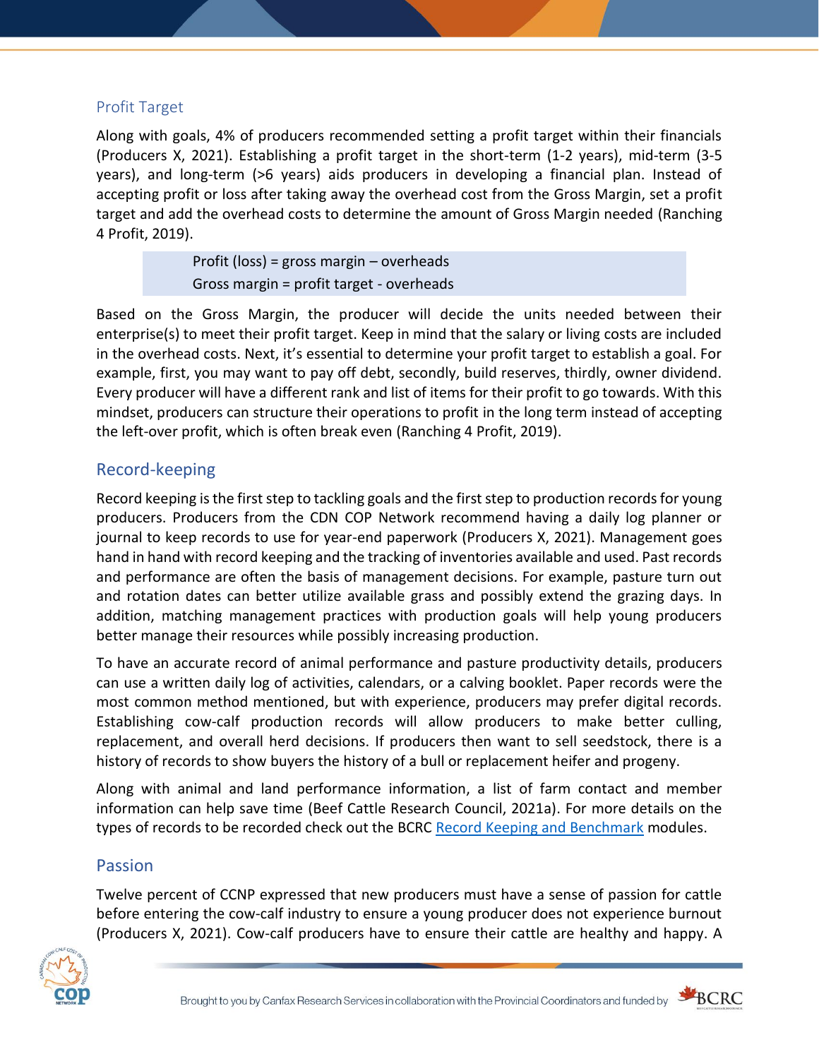## Profit Target

Along with goals, 4% of producers recommended setting a profit target within their financials (Producers X, 2021). Establishing a profit target in the short-term (1-2 years), mid-term (3-5 years), and long-term (>6 years) aids producers in developing a financial plan. Instead of accepting profit or loss after taking away the overhead cost from the Gross Margin, set a profit target and add the overhead costs to determine the amount of Gross Margin needed (Ranching 4 Profit, 2019).

> Profit (loss) = gross margin – overheads
> Gross margin = profit target - overheads

Based on the Gross Margin, the producer will decide the units needed between their enterprise(s) to meet their profit target. Keep in mind that the salary or living costs are included in the overhead costs. Next, it's essential to determine your profit target to establish a goal. For example, first, you may want to pay off debt, secondly, build reserves, thirdly, owner dividend. Every producer will have a different rank and list of items for their profit to go towards. With this mindset, producers can structure their operations to profit in the long term instead of accepting the left-over profit, which is often break even (Ranching 4 Profit, 2019).

## Record-keeping

Record keeping is the first step to tackling goals and the first step to production records for young producers. Producers from the CDN COP Network recommend having a daily log planner or journal to keep records to use for year-end paperwork (Producers X, 2021). Management goes hand in hand with record keeping and the tracking of inventories available and used. Past records and performance are often the basis of management decisions. For example, pasture turn out and rotation dates can better utilize available grass and possibly extend the grazing days. In addition, matching management practices with production goals will help young producers better manage their resources while possibly increasing production.

To have an accurate record of animal performance and pasture productivity details, producers can use a written daily log of activities, calendars, or a calving booklet. Paper records were the most common method mentioned, but with experience, producers may prefer digital records. Establishing cow-calf production records will allow producers to make better culling, replacement, and overall herd decisions. If producers then want to sell seedstock, there is a history of records to show buyers the history of a bull or replacement heifer and progeny.

Along with animal and land performance information, a list of farm contact and member information can help save time (Beef Cattle Research Council, 2021a). For more details on the types of records to be recorded check out the BCRC Record Keeping and Benchmark modules.

## Passion

Twelve percent of CCNP expressed that new producers must have a sense of passion for cattle before entering the cow-calf industry to ensure a young producer does not experience burnout (Producers X, 2021). Cow-calf producers have to ensure their cattle are healthy and happy. A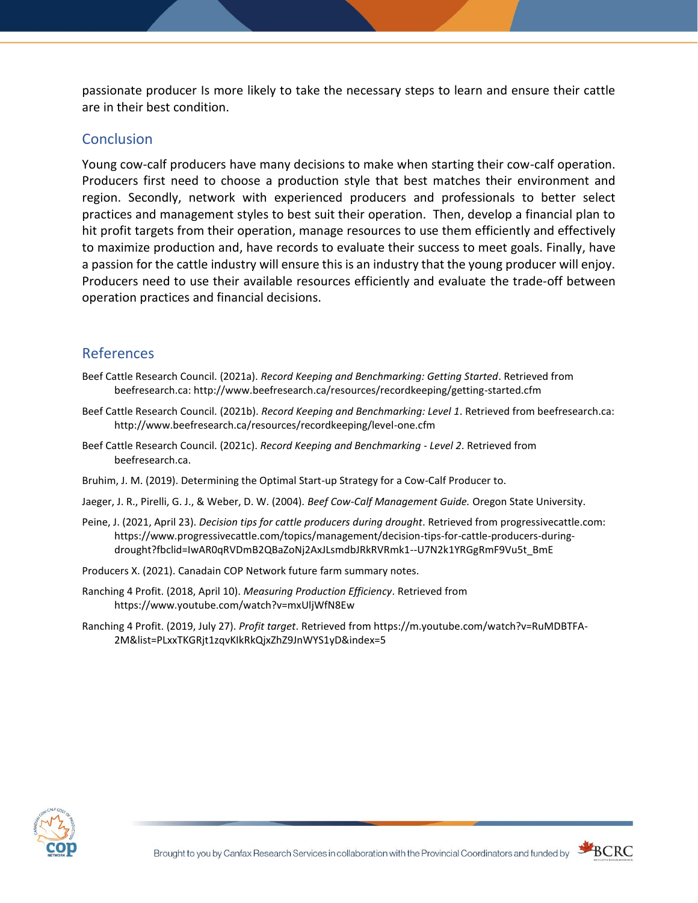passionate producer Is more likely to take the necessary steps to learn and ensure their cattle are in their best condition.

## Conclusion

Young cow-calf producers have many decisions to make when starting their cow-calf operation. Producers first need to choose a production style that best matches their environment and region. Secondly, network with experienced producers and professionals to better select practices and management styles to best suit their operation. Then, develop a financial plan to hit profit targets from their operation, manage resources to use them efficiently and effectively to maximize production and, have records to evaluate their success to meet goals. Finally, have a passion for the cattle industry will ensure this is an industry that the young producer will enjoy. Producers need to use their available resources efficiently and evaluate the trade-off between operation practices and financial decisions.

## References

Beef Cattle Research Council. (2021a). *Record Keeping and Benchmarking: Getting Started*. Retrieved from beefresearch.ca: http://www.beefresearch.ca/resources/recordkeeping/getting-started.cfm

Beef Cattle Research Council. (2021b). *Record Keeping and Benchmarking: Level 1*. Retrieved from beefresearch.ca: http://www.beefresearch.ca/resources/recordkeeping/level-one.cfm

Beef Cattle Research Council. (2021c). *Record Keeping and Benchmarking - Level 2*. Retrieved from beefresearch.ca.

Bruhim, J. M. (2019). Determining the Optimal Start-up Strategy for a Cow-Calf Producer to.

Jaeger, J. R., Pirelli, G. J., & Weber, D. W. (2004). *Beef Cow-Calf Management Guide.* Oregon State University.

Peine, J. (2021, April 23). *Decision tips for cattle producers during drought*. Retrieved from progressivecattle.com: https://www.progressivecattle.com/topics/management/decision-tips-for-cattle-producers-during-drought?fbclid=IwAR0qRVDmB2QBaZoNj2AxJLsmdbJRkRVRmk1--U7N2k1YRGgRmF9Vu5t_BmE

Producers X. (2021). Canadain COP Network future farm summary notes.

Ranching 4 Profit. (2018, April 10). *Measuring Production Efficiency*. Retrieved from https://www.youtube.com/watch?v=mxUljWfN8Ew

Ranching 4 Profit. (2019, July 27). *Profit target*. Retrieved from https://m.youtube.com/watch?v=RuMDBTFA-2M&list=PLxxTKGRjt1zqvKIkRkQjxZhZ9JnWYS1yD&index=5